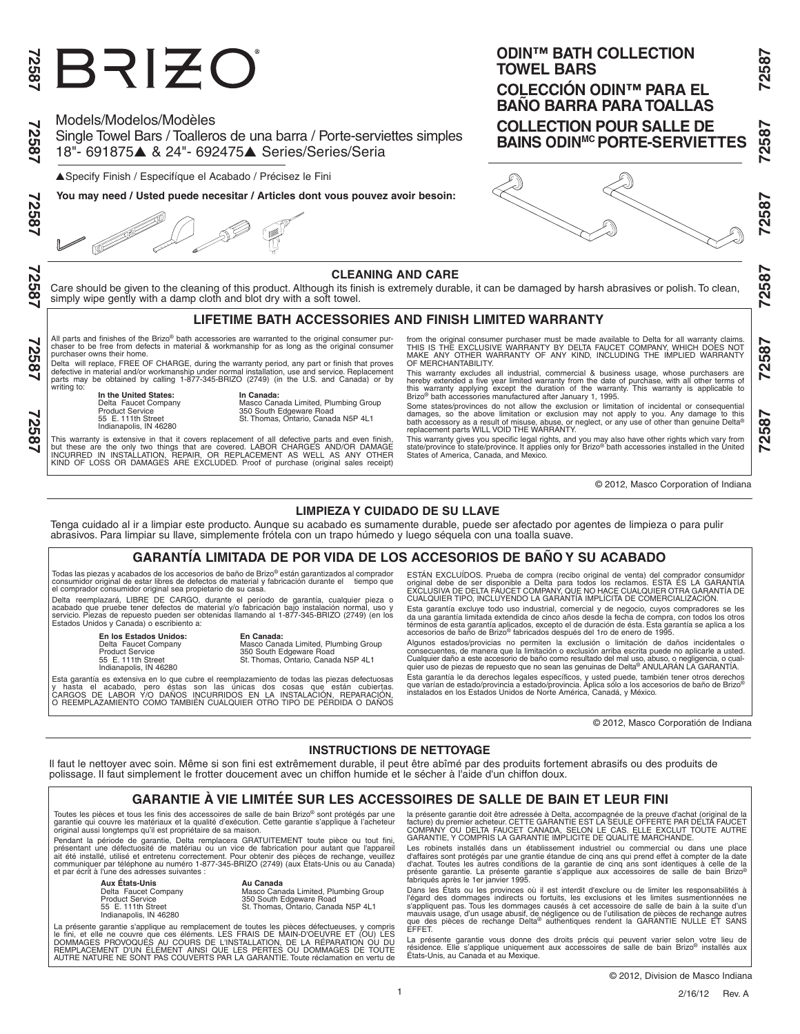# BRIZO®

Models/Modelos/Modèles
Single Towel Bars / Toalleros de una barra / Porte-serviettes simples
18"- 691875▲ & 24"- 692475▲ Series/Series/Seria

▲Specify Finish / Especifíque el Acabado / Précisez le Fini

**You may need / Usted puede necesitar / Articles dont vous pouvez avoir besoin:**

## ODIN™ BATH COLLECTION TOWEL BARS
## COLECCIÓN ODIN™ PARA EL BAÑO BARRA PARA TOALLAS
## COLLECTION POUR SALLE DE BAINS ODIN[MC] PORTE-SERVIETTES

### CLEANING AND CARE

Care should be given to the cleaning of this product. Although its finish is extremely durable, it can be damaged by harsh abrasives or polish. To clean, simply wipe gently with a damp cloth and blot dry with a soft towel.

### LIFETIME BATH ACCESSORIES AND FINISH LIMITED WARRANTY

All parts and finishes of the Brizo® bath accessories are warranted to the original consumer purchaser to be free from defects in material & workmanship for as long as the original consumer purchaser owns their home.

Delta will replace, FREE OF CHARGE, during the warranty period, any part or finish that proves defective in material and/or workmanship under normal installation, use and service. Replacement parts may be obtained by calling 1-877-345-BRIZO (2749) (in the U.S. and Canada) or by writing to:

**In the United States:**
Delta Faucet Company
Product Service
55 E. 111th Street
Indianapolis, IN 46280

**In Canada:**
Masco Canada Limited, Plumbing Group
350 South Edgeware Road
St. Thomas, Ontario, Canada N5P 4L1

This warranty is extensive in that it covers replacement of all defective parts and even finish, but these are the only two things that are covered. LABOR CHARGES AND/OR DAMAGE INCURRED IN INSTALLATION, REPAIR, OR REPLACEMENT AS WELL AS ANY OTHER KIND OF LOSS OR DAMAGES ARE EXCLUDED. Proof of purchase (original sales receipt) from the original consumer purchaser must be made available to Delta for all warranty claims. THIS IS THE EXCLUSIVE WARRANTY BY DELTA FAUCET COMPANY, WHICH DOES NOT MAKE ANY OTHER WARRANTY OF ANY KIND, INCLUDING THE IMPLIED WARRANTY OF MERCHANTABILITY.

This warranty excludes all industrial, commercial & business usage, whose purchasers are hereby extended a five year limited warranty from the date of purchase, with all other terms of this warranty applying except the duration of the warranty. This warranty is applicable to Brizo® bath accessories manufactured after January 1, 1995.

Some states/provinces do not allow the exclusion or limitation of incidental or consequential damages, so the above limitation or exclusion may not apply to you. Any damage to this bath accessory as a result of misuse, abuse, or neglect, or any use of other than genuine Delta® replacement parts WILL VOID THE WARRANTY.

This warranty gives you specific legal rights, and you may also have other rights which vary from state/province to state/province. It applies only for Brizo® bath accessories installed in the United States of America, Canada, and Mexico.

© 2012, Masco Corporation of Indiana

### LIMPIEZA Y CUIDADO DE SU LLAVE

Tenga cuidado al ir a limpiar este producto. Aunque su acabado es sumamente durable, puede ser afectado por agentes de limpieza o para pulir abrasivos. Para limpiar su llave, simplemente frótela con un trapo húmedo y luego séquela con una toalla suave.

### GARANTÍA LIMITADA DE POR VIDA DE LOS ACCESORIOS DE BAÑO Y SU ACABADO

Todas las piezas y acabados de los accesorios de baño de Brizo® están garantizados al comprador consumidor original de estar libres de defectos de material y fabricación durante el tiempo que el comprador consumidor original sea propietario de su casa.

Delta reemplazará, LIBRE DE CARGO, durante el período de garantía, cualquier pieza o acabado que pruebe tener defectos de material y/o fabricación bajo instalación normal, uso y servicio. Piezas de repuesto pueden ser obtenidas llamando al 1-877-345-BRIZO (2749) (en los Estados Unidos y Canada) o escribiendo a:

**En los Estados Unidos:**
Delta Faucet Company
Product Service
55 E. 111th Street
Indianapolis, IN 46280

**En Canada:**
Masco Canada Limited, Plumbing Group
350 South Edgeware Road
St. Thomas, Ontario, Canada N5P 4L1

Esta garantía es extensiva en lo que cubre el reemplazamiento de todas las piezas defectuosas y hasta el acabado, pero éstas son las únicas dos cosas que están cubiertas. CARGOS DE LABOR Y/O DAÑOS INCURRIDOS EN LA INSTALACIÓN, REPARACIÓN, O REEMPLAZAMIENTO COMO TAMBIÉN CUALQUIER OTRO TIPO DE PÉRDIDA O DAÑOS ESTÁN EXCLUÍDOS. Prueba de compra (recibo original de venta) del comprador consumidor original debe de ser disponible a Delta para todos los reclamos. ESTA ES LA GARANTÍA EXCLUSIVA DE DELTA FAUCET COMPANY, QUE NO HACE CUALQUIER OTRA GARANTÍA DE CUALQUIER TIPO, INCLUYENDO LA GARANTÍA IMPLÍCITA DE COMERCIALIZACIÓN.

Esta garantía excluye todo uso industrial, comercial y de negocio, cuyos compradores se les da una garantía limitada extendida de cinco años desde la fecha de compra, con todos los otros términos de esta garantía aplicados, excepto el de duración de ésta. Esta garantía se aplica a los accesorios de baño de Brizo® fabricados después del 1ro de enero de 1995.

Algunos estados/provicias no permiten la exclusión o limitación de daños incidentales o consecuentes, de manera que la limitación o exclusión arriba escrita puede no aplicarle a usted. Cualquier daño a este accesorio de baño como resultado del mal uso, abuso, o negligencia, o cualquier uso de piezas de repuesto que no sean las genuinas de Delta® ANULARÁN LA GARANTÍA.

Esta garantía le da derechos legales específicos, y usted puede, también tener otros derechos que varían de estado/provincia a estado/provincia. Aplica sólo a los accesorios de baño de Brizo® instalados en los Estados Unidos de Norte América, Canadá, y México.

© 2012, Masco Corporatión de Indiana

### INSTRUCTIONS DE NETTOYAGE

Il faut le nettoyer avec soin. Même si son fini est extrêmement durable, il peut être abîmé par des produits fortement abrasifs ou des produits de polissage. Il faut simplement le frotter doucement avec un chiffon humide et le sécher à l'aide d'un chiffon doux.

### GARANTIE À VIE LIMITÉE SUR LES ACCESSOIRES DE SALLE DE BAIN ET LEUR FINI

Toutes les pièces et tous les finis des accessoires de salle de bain Brizo® sont protégés par une garantie qui couvre les matériaux et la qualité d'exécution. Cette garantie s'applique à l'acheteur original aussi longtemps qu'il est propriétaire de sa maison.

Pendant la période de garantie, Delta remplacera GRATUITEMENT toute pièce ou tout fini, présentant une défectuosité de matériau ou un vice de fabrication pour autant que l'appareil ait été installé, utilisé et entretenu correctement. Pour obtenir des pièces de rechange, veuillez communiquer par téléphone au numéro 1-877-345-BRIZO (2749) (aux États-Unis ou au Canada) et par écrit à l'une des adresses suivantes :

**Aux États-Unis**
Delta Faucet Company
Product Service
55 E. 111th Street
Indianapolis, IN 46280

**Au Canada**
Masco Canada Limited, Plumbing Group
350 South Edgeware Road
St. Thomas, Ontario, Canada N5P 4L1

La présente garantie s'applique au remplacement de toutes les pièces défectueuses, y compris le fini, et elle ne couvre que ces éléments. LES FRAIS DE MAIN-D'OEUVRE ET (OU) LES DOMMAGES PROVOQUÉS AU COURS DE L'INSTALLATION, DE LA RÉPARATION OU DU REMPLACEMENT D'UN ÉLÉMENT AINSI QUE LES PERTES OU DOMMAGES DE TOUTE AUTRE NATURE NE SONT PAS COUVERTS PAR LA GARANTIE. Toute réclamation en vertu de la présente garantie doit être adressée à Delta, accompagnée de la preuve d'achat (original de la facture) du premier acheteur. CETTE GARANTIE EST LA SEULE OFFERTE PAR DELTA FAUCET COMPANY OU DELTA FAUCET CANADA, SELON LE CAS. ELLE EXCLUT TOUTE AUTRE GARANTIE, Y COMPRIS LA GARANTIE IMPLICITE DE QUALITÉ MARCHANDE.

Les robinets installés dans un établissement industriel ou commercial ou dans une place d'affaires sont protégés par une grantie étandue de cinq ans qui prend effet à compter de la date d'achat. Toutes les autres conditions de la garantie de cinq ans sont identiques à celle de la présente garantie. La présente garantie s'applique aux accessoires de salle de bain Brizo® fabriqués après le 1er janvier 1995.

Dans les États ou les provinces où il est interdit d'exclure ou de limiter les responsabilités à l'égard des dommages indirects ou fortuits, les exclusions et les limites susmentionnées ne s'appliquent pas. Tous les dommages causés à cet accessoire de salle de bain à la suite d'un mauvais usage, d'un usage abusif, de négligence ou de l'utilisation de pièces de rechange autres que des pièces de rechange Delta® authentiques rendent la GARANTIE NULLE ET SANS EFFET.

La présente garantie vous donne des droits précis qui peuvent varier selon votre lieu de résidence. Elle s'applique uniquement aux accessoires de salle de bain Brizo® installés aux États-Unis, au Canada et au Mexique.

© 2012, Division de Masco Indiana

2/16/12 Rev. A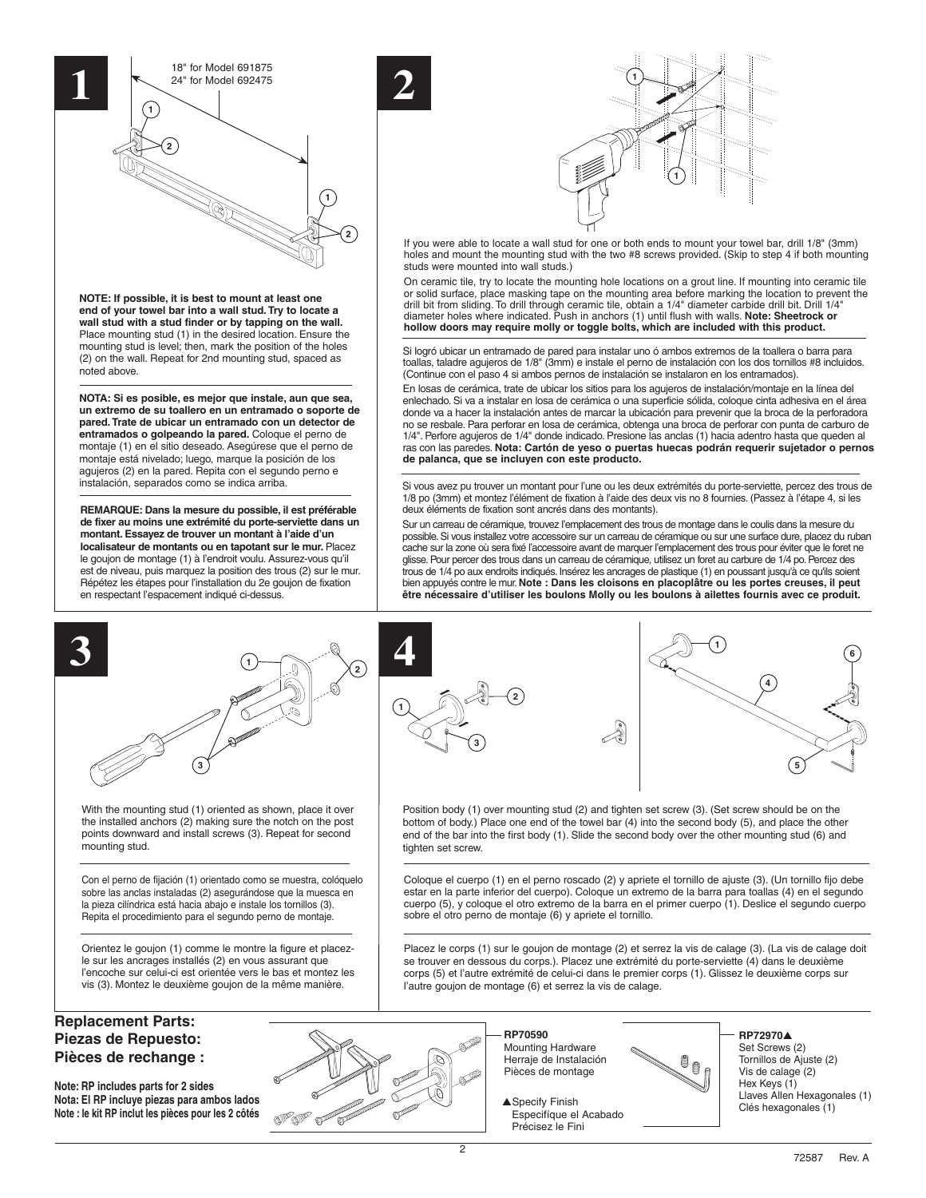# 1

18" for Model 691875
24" for Model 692475

**NOTE: If possible, it is best to mount at least one end of your towel bar into a wall stud. Try to locate a wall stud with a stud finder or by tapping on the wall.** Place mounting stud (1) in the desired location. Ensure the mounting stud is level; then, mark the position of the holes (2) on the wall. Repeat for 2nd mounting stud, spaced as noted above.

**NOTA: Si es posible, es mejor que instale, aun que sea, un extremo de su toallero en un entramado o soporte de pared. Trate de ubicar un entramado con un detector de entramados o golpeando la pared.** Coloque el perno de montaje (1) en el sitio deseado. Asegúrese que el perno de montaje está nivelado; luego, marque la posición de los agujeros (2) en la pared. Repita con el segundo perno e instalación, separados como se indica arriba.

**REMARQUE: Dans la mesure du possible, il est préférable de fixer au moins une extrémité du porte-serviette dans un montant. Essayez de trouver un montant à l'aide d'un localisateur de montants ou en tapotant sur le mur.** Placez le goujon de montage (1) à l'endroit voulu. Assurez-vous qu'il est de niveau, puis marquez la position des trous (2) sur le mur. Répétez les étapes pour l'installation du 2e goujon de fixation en respectant l'espacement indiqué ci-dessus.

# 2

If you were able to locate a wall stud for one or both ends to mount your towel bar, drill 1/8" (3mm) holes and mount the mounting stud with the two #8 screws provided. (Skip to step 4 if both mounting studs were mounted into wall studs.)

On ceramic tile, try to locate the mounting hole locations on a grout line. If mounting into ceramic tile or solid surface, place masking tape on the mounting area before marking the location to prevent the drill bit from sliding. To drill through ceramic tile, obtain a 1/4" diameter carbide drill bit. Drill 1/4" diameter holes where indicated. Push in anchors (1) until flush with walls. **Note: Sheetrock or hollow doors may require molly or toggle bolts, which are included with this product.**

Si logró ubicar un entramado de pared para instalar uno ó ambos extremos de la toallera o barra para toallas, taladre agujeros de 1/8" (3mm) e instale el perno de instalación con los dos tornillos #8 incluidos. (Continue con el paso 4 si ambos pernos de instalación se instalaron en los entramados).

En losas de cerámica, trate de ubicar los sitios para los agujeros de instalación/montaje en la línea del enlechado. Si va a instalar en losa de cerámica o una superficie sólida, coloque cinta adhesiva en el área donde va a hacer la instalación antes de marcar la ubicación para prevenir que la broca de la perforadora no se resbale. Para perforar en losa de cerámica, obtenga una broca de perforar con punta de carburo de 1/4". Perfore agujeros de 1/4" donde indicado. Presione las anclas (1) hacia adentro hasta que queden al ras con las paredes. **Nota: Cartón de yeso o puertas huecas podrán requerir sujetador o pernos de palanca, que se incluyen con este producto.**

Si vous avez pu trouver un montant pour l'une ou les deux extrémités du porte-serviette, percez des trous de 1/8 po (3mm) et montez l'élément de fixation à l'aide des deux vis no 8 fournies. (Passez à l'étape 4, si les deux éléments de fixation sont ancrés dans des montants).

Sur un carreau de céramique, trouvez l'emplacement des trous de montage dans le coulis dans la mesure du possible. Si vous installez votre accessoire sur un carreau de céramique ou sur une surface dure, placez du ruban cache sur la zone où sera fixé l'accessoire avant de marquer l'emplacement des trous pour éviter que le foret ne glisse. Pour percer des trous dans un carreau de céramique, utilisez un foret au carbure de 1/4 po. Percez des trous de 1/4 po aux endroits indiqués. Insérez les ancrages de plastique (1) en poussant jusqu'à ce qu'ils soient bien appuyés contre le mur. **Note : Dans les cloisons en placoplâtre ou les portes creuses, il peut être nécessaire d'utiliser les boulons Molly ou les boulons à ailettes fournis avec ce produit.**

# 3

With the mounting stud (1) oriented as shown, place it over the installed anchors (2) making sure the notch on the post points downward and install screws (3). Repeat for second mounting stud.

Con el perno de fijación (1) orientado como se muestra, colóquelo sobre las anclas instaladas (2) asegurándose que la muesca en la pieza cilíndrica está hacia abajo e instale los tornillos (3). Repita el procedimiento para el segundo perno de montaje.

Orientez le goujon (1) comme le montre la figure et placez-le sur les ancrages installés (2) en vous assurant que l'encoche sur celui-ci est orientée vers le bas et montez les vis (3). Montez le deuxième goujon de la même manière.

# 4

Position body (1) over mounting stud (2) and tighten set screw (3). (Set screw should be on the bottom of body.) Place one end of the towel bar (4) into the second body (5), and place the other end of the bar into the first body (1). Slide the second body over the other mounting stud (6) and tighten set screw.

Coloque el cuerpo (1) en el perno roscado (2) y apriete el tornillo de ajuste (3). (Un tornillo fijo debe estar en la parte inferior del cuerpo). Coloque un extremo de la barra para toallas (4) en el segundo cuerpo (5), y coloque el otro extremo de la barra en el primer cuerpo (1). Deslice el segundo cuerpo sobre el otro perno de montaje (6) y apriete el tornillo.

Placez le corps (1) sur le goujon de montage (2) et serrez la vis de calage (3). (La vis de calage doit se trouver en dessous du corps.). Placez une extrémité du porte-serviette (4) dans le deuxième corps (5) et l'autre extrémité de celui-ci dans le premier corps (1). Glissez le deuxième corps sur l'autre goujon de montage (6) et serrez la vis de calage.

## Replacement Parts:
## Piezas de Repuesto:
## Pièces de rechange :

**Note: RP includes parts for 2 sides**
**Nota: El RP incluye piezas para ambos lados**
**Note : le kit RP inclut les pièces pour les 2 côtés**

**RP70590**
Mounting Hardware
Herraje de Instalación
Pièces de montage

▲Specify Finish
Especifíque el Acabado
Précisez le Fini

**RP72970▲**
Set Screws (2)
Tornillos de Ajuste (2)
Vis de calage (2)
Hex Keys (1)
Llaves Allen Hexagonales (1)
Clés hexagonales (1)

72587 Rev. A